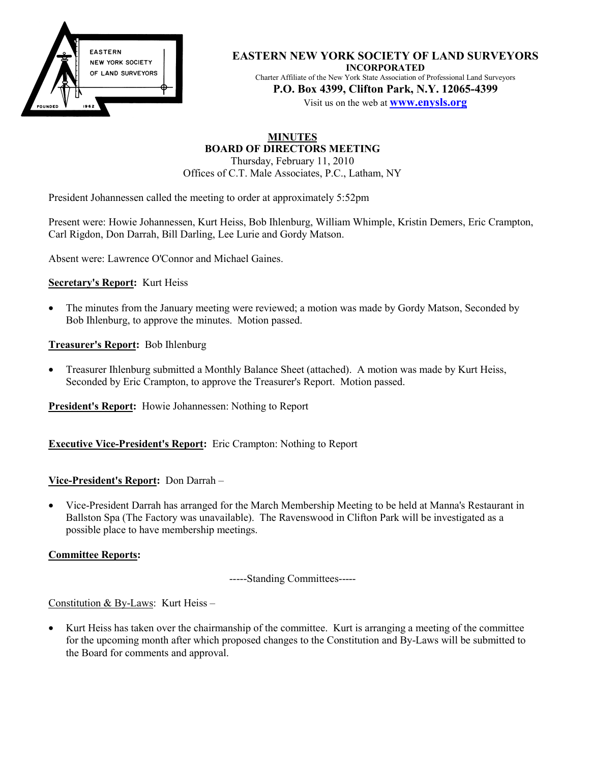# EASTERN NEW YORK SOCIETY OF LAND SURVEYORS

**INCORPORATED**

Charter Affiliate of the New York State Association of Professional Land Surveyors

**P.O. Box 4399, Clifton Park, N.Y. 12065-4399**

Visit us on the web at **www.enysls.org**

## MINUTES
## BOARD OF DIRECTORS MEETING

Thursday, February 11, 2010
Offices of C.T. Male Associates, P.C., Latham, NY

President Johannessen called the meeting to order at approximately 5:52pm

Present were: Howie Johannessen, Kurt Heiss, Bob Ihlenburg, William Whimple, Kristin Demers, Eric Crampton, Carl Rigdon, Don Darrah, Bill Darling, Lee Lurie and Gordy Matson.

Absent were: Lawrence O'Connor and Michael Gaines.

**Secretary's Report:** Kurt Heiss

- The minutes from the January meeting were reviewed; a motion was made by Gordy Matson, Seconded by Bob Ihlenburg, to approve the minutes. Motion passed.

**Treasurer's Report:** Bob Ihlenburg

- Treasurer Ihlenburg submitted a Monthly Balance Sheet (attached). A motion was made by Kurt Heiss, Seconded by Eric Crampton, to approve the Treasurer's Report. Motion passed.

**President's Report:** Howie Johannessen: Nothing to Report

**Executive Vice-President's Report:** Eric Crampton: Nothing to Report

**Vice-President's Report:** Don Darrah –

- Vice-President Darrah has arranged for the March Membership Meeting to be held at Manna's Restaurant in Ballston Spa (The Factory was unavailable). The Ravenswood in Clifton Park will be investigated as a possible place to have membership meetings.

**Committee Reports:**

-----Standing Committees-----

Constitution & By-Laws: Kurt Heiss –

- Kurt Heiss has taken over the chairmanship of the committee. Kurt is arranging a meeting of the committee for the upcoming month after which proposed changes to the Constitution and By-Laws will be submitted to the Board for comments and approval.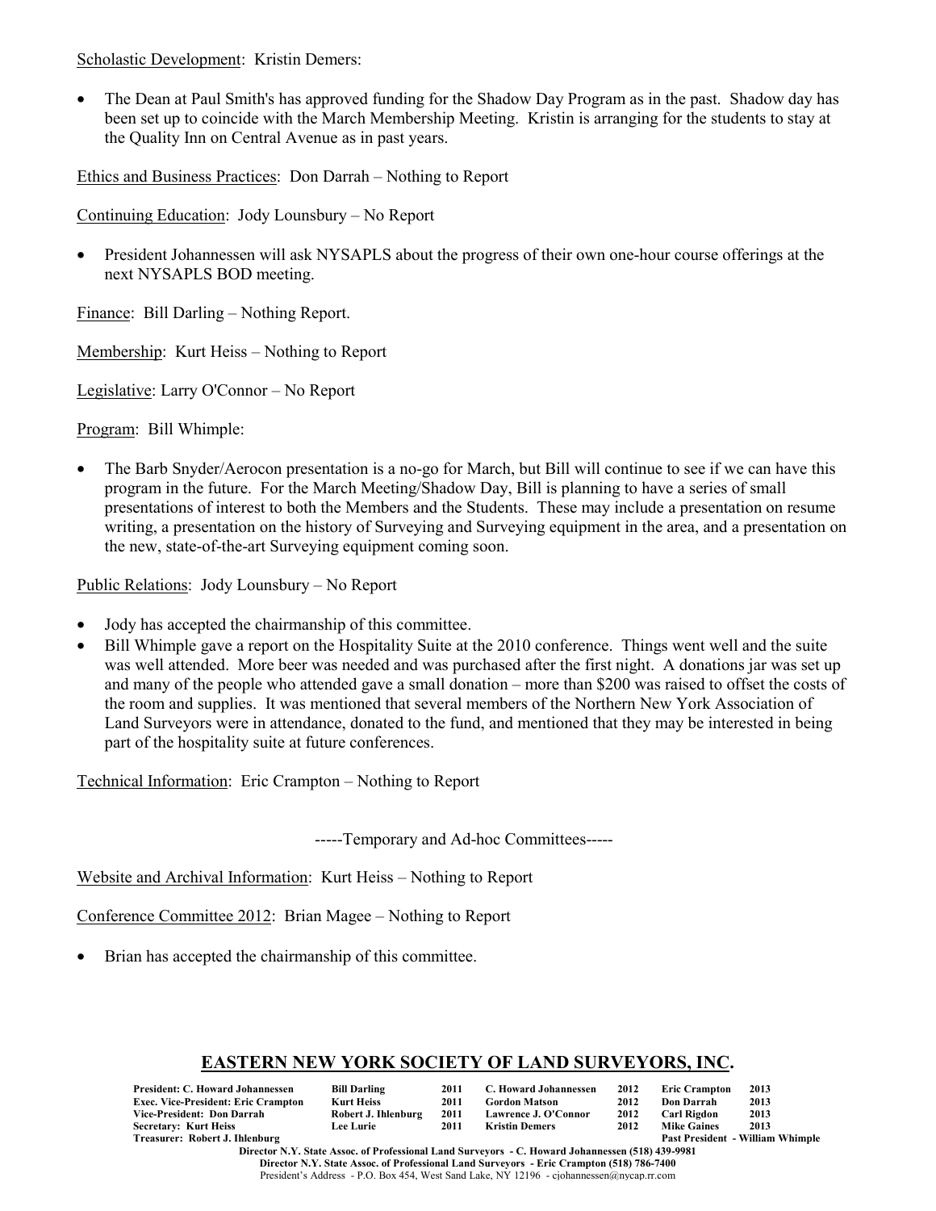Scholastic Development: Kristin Demers:

- The Dean at Paul Smith's has approved funding for the Shadow Day Program as in the past. Shadow day has been set up to coincide with the March Membership Meeting. Kristin is arranging for the students to stay at the Quality Inn on Central Avenue as in past years.

Ethics and Business Practices: Don Darrah – Nothing to Report

Continuing Education: Jody Lounsbury – No Report

- President Johannessen will ask NYSAPLS about the progress of their own one-hour course offerings at the next NYSAPLS BOD meeting.

Finance: Bill Darling – Nothing Report.

Membership: Kurt Heiss – Nothing to Report

Legislative: Larry O'Connor – No Report

Program: Bill Whimple:

- The Barb Snyder/Aerocon presentation is a no-go for March, but Bill will continue to see if we can have this program in the future. For the March Meeting/Shadow Day, Bill is planning to have a series of small presentations of interest to both the Members and the Students. These may include a presentation on resume writing, a presentation on the history of Surveying and Surveying equipment in the area, and a presentation on the new, state-of-the-art Surveying equipment coming soon.

Public Relations: Jody Lounsbury – No Report

- Jody has accepted the chairmanship of this committee.
- Bill Whimple gave a report on the Hospitality Suite at the 2010 conference. Things went well and the suite was well attended. More beer was needed and was purchased after the first night. A donations jar was set up and many of the people who attended gave a small donation – more than $200 was raised to offset the costs of the room and supplies. It was mentioned that several members of the Northern New York Association of Land Surveyors were in attendance, donated to the fund, and mentioned that they may be interested in being part of the hospitality suite at future conferences.

Technical Information: Eric Crampton – Nothing to Report

-----Temporary and Ad-hoc Committees-----

Website and Archival Information: Kurt Heiss – Nothing to Report

Conference Committee 2012: Brian Magee – Nothing to Report

- Brian has accepted the chairmanship of this committee.

## EASTERN NEW YORK SOCIETY OF LAND SURVEYORS, INC.

| | | | | | | |
|---|---|---|---|---|---|---|
| **President: C. Howard Johannessen** | **Bill Darling** | **2011** | **C. Howard Johannessen** | **2012** | **Eric Crampton** | **2013** |
| **Exec. Vice-President: Eric Crampton** | **Kurt Heiss** | **2011** | **Gordon Matson** | **2012** | **Don Darrah** | **2013** |
| **Vice-President: Don Darrah** | **Robert J. Ihlenburg** | **2011** | **Lawrence J. O'Connor** | **2012** | **Carl Rigdon** | **2013** |
| **Secretary: Kurt Heiss** | **Lee Lurie** | **2011** | **Kristin Demers** | **2012** | **Mike Gaines** | **2013** |
| **Treasurer: Robert J. Ihlenburg** | | | | | **Past President - William Whimple** | |

**Director N.Y. State Assoc. of Professional Land Surveyors - C. Howard Johannessen (518) 439-9981**
**Director N.Y. State Assoc. of Professional Land Surveyors - Eric Crampton (518) 786-7400**
President's Address - P.O. Box 454, West Sand Lake, NY 12196 - cjohannessen@nycap.rr.com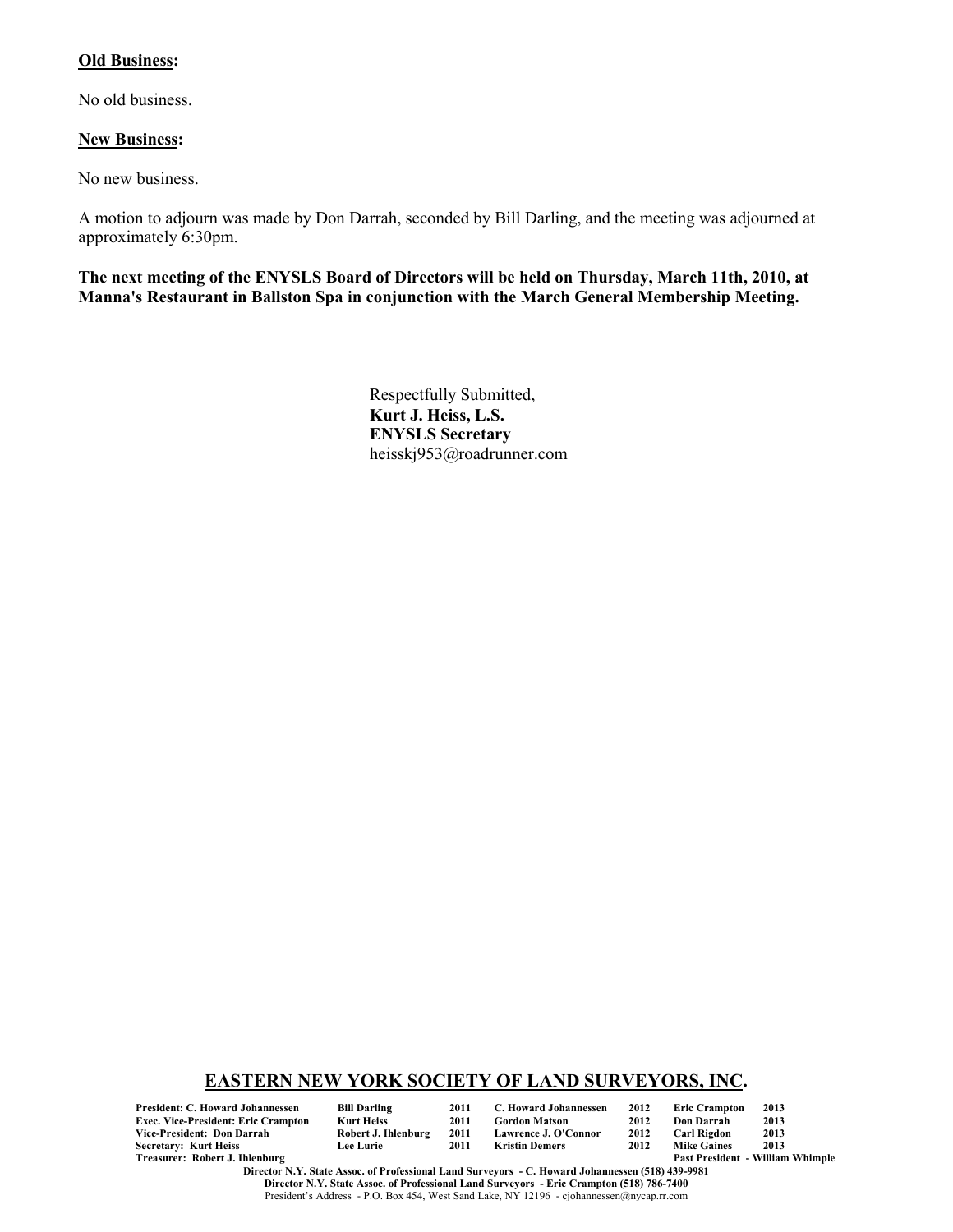**Old Business:**

No old business.

**New Business:**

No new business.

A motion to adjourn was made by Don Darrah, seconded by Bill Darling, and the meeting was adjourned at approximately 6:30pm.

**The next meeting of the ENYSLS Board of Directors will be held on Thursday, March 11th, 2010, at Manna's Restaurant in Ballston Spa in conjunction with the March General Membership Meeting.**

Respectfully Submitted,
**Kurt J. Heiss, L.S.**
**ENYSLS Secretary**
heisskj953@roadrunner.com

## EASTERN NEW YORK SOCIETY OF LAND SURVEYORS, INC.

| | | | | | | | |
|---|---|---|---|---|---|---|---|
| **President: C. Howard Johannessen** | **Bill Darling** | **2011** | **C. Howard Johannessen** | **2012** | **Eric Crampton** | **2013** |
| **Exec. Vice-President: Eric Crampton** | **Kurt Heiss** | **2011** | **Gordon Matson** | **2012** | **Don Darrah** | **2013** |
| **Vice-President: Don Darrah** | **Robert J. Ihlenburg** | **2011** | **Lawrence J. O'Connor** | **2012** | **Carl Rigdon** | **2013** |
| **Secretary: Kurt Heiss** | **Lee Lurie** | **2011** | **Kristin Demers** | **2012** | **Mike Gaines** | **2013** |
| **Treasurer: Robert J. Ihlenburg** | | | | | **Past President - William Whimple** | |

**Director N.Y. State Assoc. of Professional Land Surveyors - C. Howard Johannessen (518) 439-9981**
**Director N.Y. State Assoc. of Professional Land Surveyors - Eric Crampton (518) 786-7400**
President's Address - P.O. Box 454, West Sand Lake, NY 12196 - cjohannessen@nycap.rr.com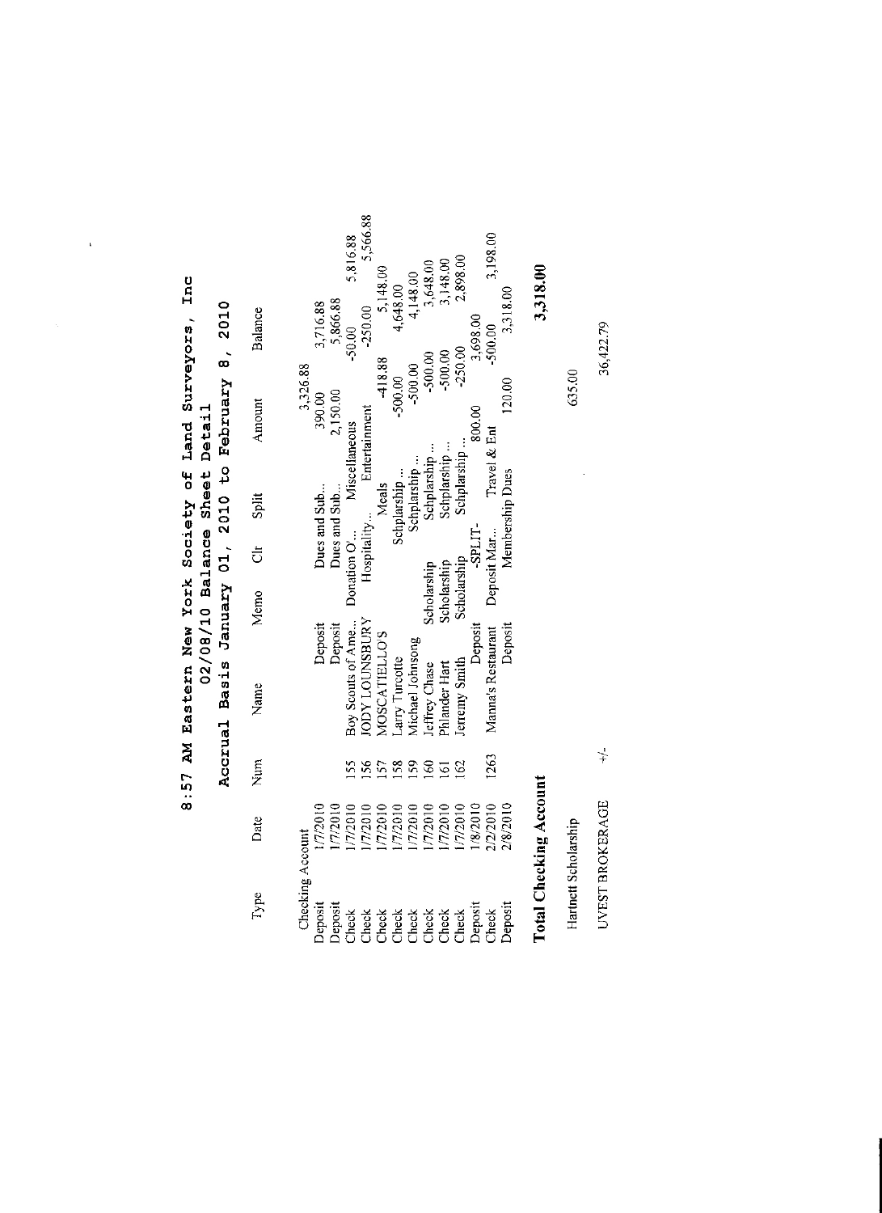# 8:57 AM Eastern New York Society of Land Surveyors, Inc

## 02/08/10 Balance Sheet Detail

### Accrual Basis January 01, 2010 to February 8, 2010

| Type | Date | Num | Name | Memo | Clr | Split | Amount | Balance |
|---|---|---|---|---|---|---|---|---|
| Checking Account | | | | | | | | 3,326.88 |
| Deposit | 1/7/2010 | | Deposit | | | Dues and Sub... | 390.00 | 3,716.88 |
| Deposit | 1/7/2010 | | Deposit | | | Dues and Sub... | 2,150.00 | 5,866.88 |
| Check | 1/7/2010 | 155 | Boy Scouts of Ame... | Donation O'... | | Miscellaneous | -50.00 | 5,816.88 |
| Check | 1/7/2010 | 156 | JODY LOUNSBURY | Hospitality... | | Entertainment | -250.00 | 5,566.88 |
| Check | 1/7/2010 | 157 | MOSCATIELLO'S | | | Meals | -418.88 | 5,148.00 |
| Check | 1/7/2010 | 158 | Larry Turcotte | | | Schplarship ... | -500.00 | 4,648.00 |
| Check | 1/7/2010 | 159 | Michael Johnsong | | | Schplarship ... | -500.00 | 4,148.00 |
| Check | 1/7/2010 | 160 | Jeffrey Chase | Scholarship | | Schplarship ... | -500.00 | 3,648.00 |
| Check | 1/7/2010 | 161 | Philander Hart | Scholarship | | Schplarship ... | -500.00 | 3,148.00 |
| Check | 1/7/2010 | 162 | Jerremy Smith | Scholarship | | Schplarship ... | -250.00 | 2,898.00 |
| Deposit | 1/8/2010 | | Deposit | | | -SPLIT- | 800.00 | 3,698.00 |
| Check | 2/2/2010 | 1263 | Manna's Restaurant | Deposit Mar... | | Travel & Ent | -500.00 | 3,198.00 |
| Deposit | 2/8/2010 | | Deposit | | | Membership Dues | 120.00 | 3,318.00 |
| **Total Checking Account** | | | | | | | | **3,318.00** |
| Hartnett Scholarship | | | | | | | | 635.00 |
| UVEST BROKERAGE | | +/- | | | | | | 36,422.79 |